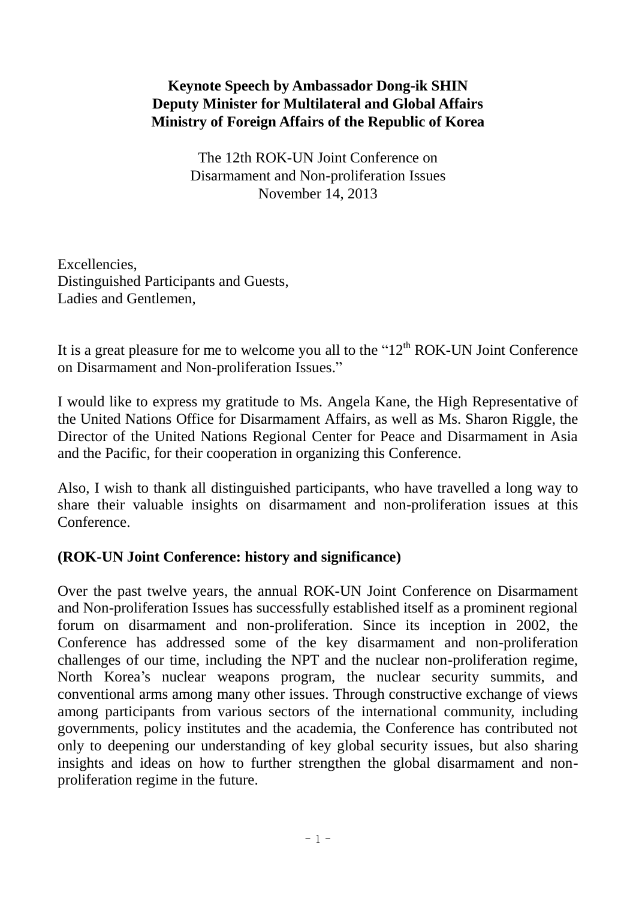**Keynote Speech by Ambassador Dong-ik SHIN**
**Deputy Minister for Multilateral and Global Affairs**
**Ministry of Foreign Affairs of the Republic of Korea**

The 12th ROK-UN Joint Conference on
Disarmament and Non-proliferation Issues
November 14, 2013

Excellencies,
Distinguished Participants and Guests,
Ladies and Gentlemen,

It is a great pleasure for me to welcome you all to the "12th ROK-UN Joint Conference on Disarmament and Non-proliferation Issues."

I would like to express my gratitude to Ms. Angela Kane, the High Representative of the United Nations Office for Disarmament Affairs, as well as Ms. Sharon Riggle, the Director of the United Nations Regional Center for Peace and Disarmament in Asia and the Pacific, for their cooperation in organizing this Conference.

Also, I wish to thank all distinguished participants, who have travelled a long way to share their valuable insights on disarmament and non-proliferation issues at this Conference.

**(ROK-UN Joint Conference: history and significance)**

Over the past twelve years, the annual ROK-UN Joint Conference on Disarmament and Non-proliferation Issues has successfully established itself as a prominent regional forum on disarmament and non-proliferation. Since its inception in 2002, the Conference has addressed some of the key disarmament and non-proliferation challenges of our time, including the NPT and the nuclear non-proliferation regime, North Korea's nuclear weapons program, the nuclear security summits, and conventional arms among many other issues. Through constructive exchange of views among participants from various sectors of the international community, including governments, policy institutes and the academia, the Conference has contributed not only to deepening our understanding of key global security issues, but also sharing insights and ideas on how to further strengthen the global disarmament and non-proliferation regime in the future.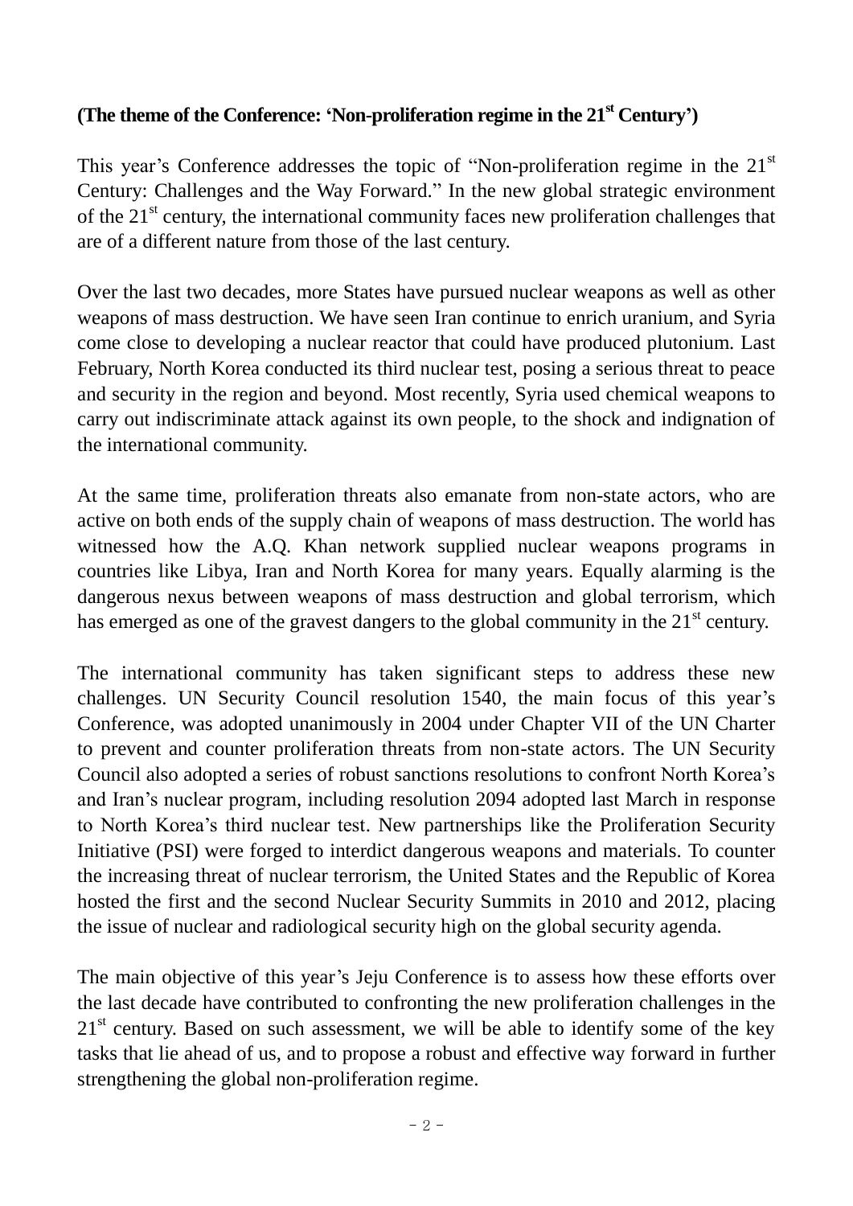**(The theme of the Conference: 'Non-proliferation regime in the 21st Century')**

This year's Conference addresses the topic of "Non-proliferation regime in the 21st Century: Challenges and the Way Forward." In the new global strategic environment of the 21st century, the international community faces new proliferation challenges that are of a different nature from those of the last century.

Over the last two decades, more States have pursued nuclear weapons as well as other weapons of mass destruction. We have seen Iran continue to enrich uranium, and Syria come close to developing a nuclear reactor that could have produced plutonium. Last February, North Korea conducted its third nuclear test, posing a serious threat to peace and security in the region and beyond. Most recently, Syria used chemical weapons to carry out indiscriminate attack against its own people, to the shock and indignation of the international community.

At the same time, proliferation threats also emanate from non-state actors, who are active on both ends of the supply chain of weapons of mass destruction. The world has witnessed how the A.Q. Khan network supplied nuclear weapons programs in countries like Libya, Iran and North Korea for many years. Equally alarming is the dangerous nexus between weapons of mass destruction and global terrorism, which has emerged as one of the gravest dangers to the global community in the 21st century.

The international community has taken significant steps to address these new challenges. UN Security Council resolution 1540, the main focus of this year's Conference, was adopted unanimously in 2004 under Chapter VII of the UN Charter to prevent and counter proliferation threats from non-state actors. The UN Security Council also adopted a series of robust sanctions resolutions to confront North Korea's and Iran's nuclear program, including resolution 2094 adopted last March in response to North Korea's third nuclear test. New partnerships like the Proliferation Security Initiative (PSI) were forged to interdict dangerous weapons and materials. To counter the increasing threat of nuclear terrorism, the United States and the Republic of Korea hosted the first and the second Nuclear Security Summits in 2010 and 2012, placing the issue of nuclear and radiological security high on the global security agenda.

The main objective of this year's Jeju Conference is to assess how these efforts over the last decade have contributed to confronting the new proliferation challenges in the 21st century. Based on such assessment, we will be able to identify some of the key tasks that lie ahead of us, and to propose a robust and effective way forward in further strengthening the global non-proliferation regime.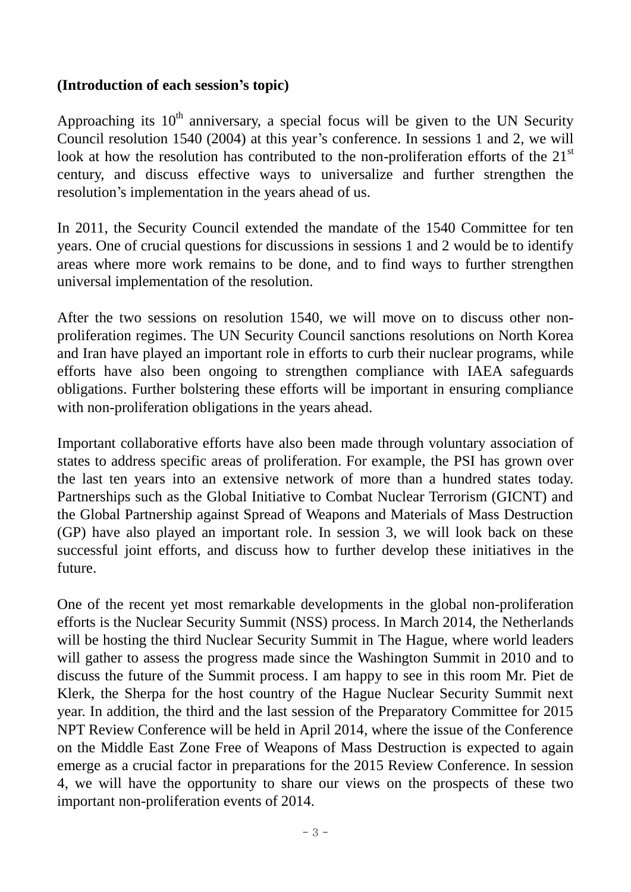**(Introduction of each session's topic)**

Approaching its $10^{th}$ anniversary, a special focus will be given to the UN Security Council resolution 1540 (2004) at this year's conference. In sessions 1 and 2, we will look at how the resolution has contributed to the non-proliferation efforts of the $21^{st}$ century, and discuss effective ways to universalize and further strengthen the resolution's implementation in the years ahead of us.

In 2011, the Security Council extended the mandate of the 1540 Committee for ten years. One of crucial questions for discussions in sessions 1 and 2 would be to identify areas where more work remains to be done, and to find ways to further strengthen universal implementation of the resolution.

After the two sessions on resolution 1540, we will move on to discuss other non-proliferation regimes. The UN Security Council sanctions resolutions on North Korea and Iran have played an important role in efforts to curb their nuclear programs, while efforts have also been ongoing to strengthen compliance with IAEA safeguards obligations. Further bolstering these efforts will be important in ensuring compliance with non-proliferation obligations in the years ahead.

Important collaborative efforts have also been made through voluntary association of states to address specific areas of proliferation. For example, the PSI has grown over the last ten years into an extensive network of more than a hundred states today. Partnerships such as the Global Initiative to Combat Nuclear Terrorism (GICNT) and the Global Partnership against Spread of Weapons and Materials of Mass Destruction (GP) have also played an important role. In session 3, we will look back on these successful joint efforts, and discuss how to further develop these initiatives in the future.

One of the recent yet most remarkable developments in the global non-proliferation efforts is the Nuclear Security Summit (NSS) process. In March 2014, the Netherlands will be hosting the third Nuclear Security Summit in The Hague, where world leaders will gather to assess the progress made since the Washington Summit in 2010 and to discuss the future of the Summit process. I am happy to see in this room Mr. Piet de Klerk, the Sherpa for the host country of the Hague Nuclear Security Summit next year. In addition, the third and the last session of the Preparatory Committee for 2015 NPT Review Conference will be held in April 2014, where the issue of the Conference on the Middle East Zone Free of Weapons of Mass Destruction is expected to again emerge as a crucial factor in preparations for the 2015 Review Conference. In session 4, we will have the opportunity to share our views on the prospects of these two important non-proliferation events of 2014.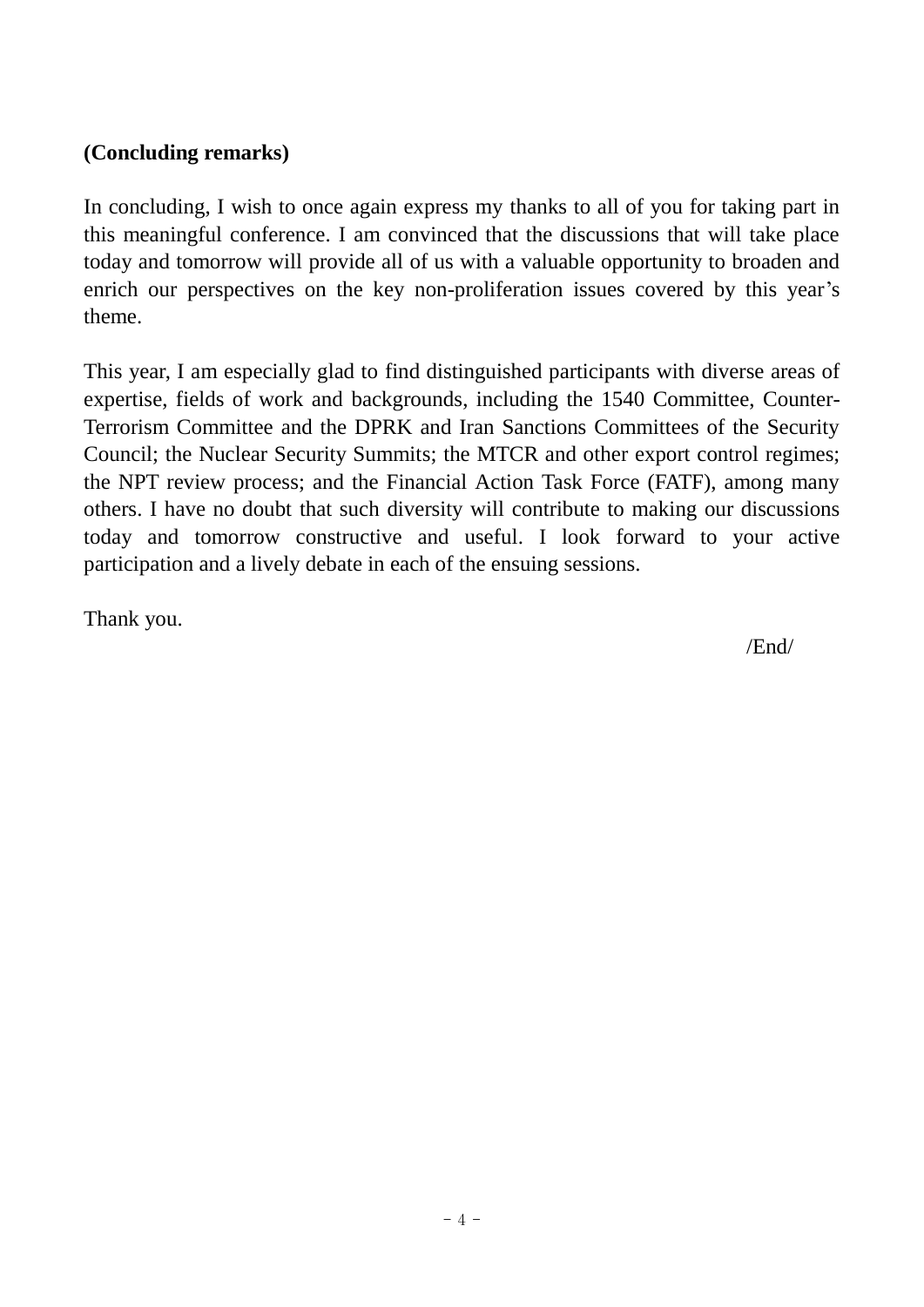**(Concluding remarks)**

In concluding, I wish to once again express my thanks to all of you for taking part in this meaningful conference. I am convinced that the discussions that will take place today and tomorrow will provide all of us with a valuable opportunity to broaden and enrich our perspectives on the key non-proliferation issues covered by this year's theme.

This year, I am especially glad to find distinguished participants with diverse areas of expertise, fields of work and backgrounds, including the 1540 Committee, Counter-Terrorism Committee and the DPRK and Iran Sanctions Committees of the Security Council; the Nuclear Security Summits; the MTCR and other export control regimes; the NPT review process; and the Financial Action Task Force (FATF), among many others. I have no doubt that such diversity will contribute to making our discussions today and tomorrow constructive and useful. I look forward to your active participation and a lively debate in each of the ensuing sessions.

Thank you.

/End/